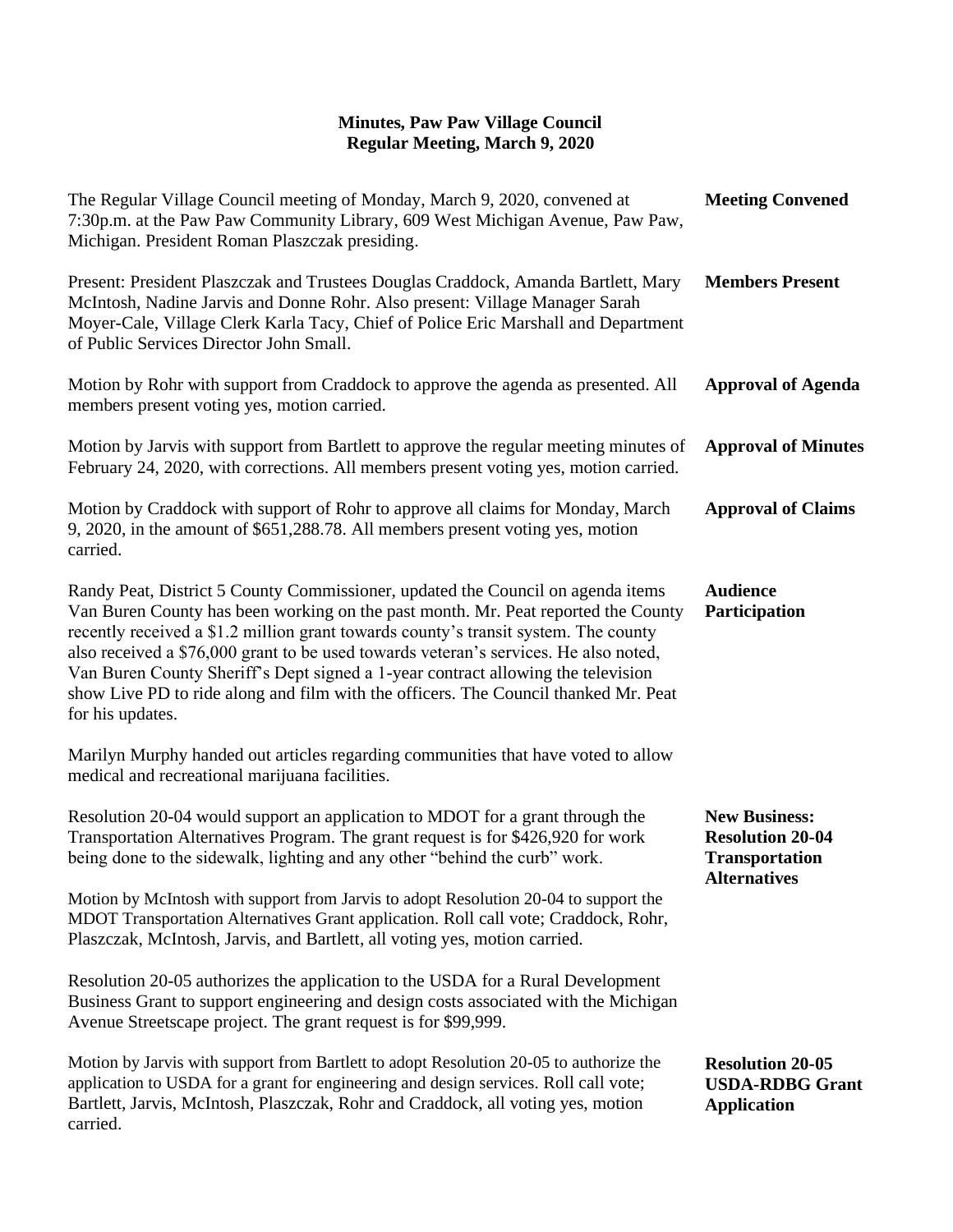# Minutes, Paw Paw Village Council
## Regular Meeting, March 9, 2020

**Meeting Convened**

The Regular Village Council meeting of Monday, March 9, 2020, convened at 7:30p.m. at the Paw Paw Community Library, 609 West Michigan Avenue, Paw Paw, Michigan. President Roman Plaszczak presiding.

**Members Present**

Present: President Plaszczak and Trustees Douglas Craddock, Amanda Bartlett, Mary McIntosh, Nadine Jarvis and Donne Rohr. Also present: Village Manager Sarah Moyer-Cale, Village Clerk Karla Tacy, Chief of Police Eric Marshall and Department of Public Services Director John Small.

**Approval of Agenda**

Motion by Rohr with support from Craddock to approve the agenda as presented. All members present voting yes, motion carried.

**Approval of Minutes**

Motion by Jarvis with support from Bartlett to approve the regular meeting minutes of February 24, 2020, with corrections. All members present voting yes, motion carried.

**Approval of Claims**

Motion by Craddock with support of Rohr to approve all claims for Monday, March 9, 2020, in the amount of $651,288.78. All members present voting yes, motion carried.

**Audience Participation**

Randy Peat, District 5 County Commissioner, updated the Council on agenda items Van Buren County has been working on the past month. Mr. Peat reported the County recently received a $1.2 million grant towards county's transit system. The county also received a $76,000 grant to be used towards veteran's services. He also noted, Van Buren County Sheriff's Dept signed a 1-year contract allowing the television show Live PD to ride along and film with the officers. The Council thanked Mr. Peat for his updates.

Marilyn Murphy handed out articles regarding communities that have voted to allow medical and recreational marijuana facilities.

**New Business: Resolution 20-04 Transportation Alternatives**

Resolution 20-04 would support an application to MDOT for a grant through the Transportation Alternatives Program. The grant request is for $426,920 for work being done to the sidewalk, lighting and any other "behind the curb" work.

Motion by McIntosh with support from Jarvis to adopt Resolution 20-04 to support the MDOT Transportation Alternatives Grant application. Roll call vote; Craddock, Rohr, Plaszczak, McIntosh, Jarvis, and Bartlett, all voting yes, motion carried.

**Resolution 20-05 USDA-RDBG Grant Application**

Resolution 20-05 authorizes the application to the USDA for a Rural Development Business Grant to support engineering and design costs associated with the Michigan Avenue Streetscape project. The grant request is for $99,999.

Motion by Jarvis with support from Bartlett to adopt Resolution 20-05 to authorize the application to USDA for a grant for engineering and design services. Roll call vote; Bartlett, Jarvis, McIntosh, Plaszczak, Rohr and Craddock, all voting yes, motion carried.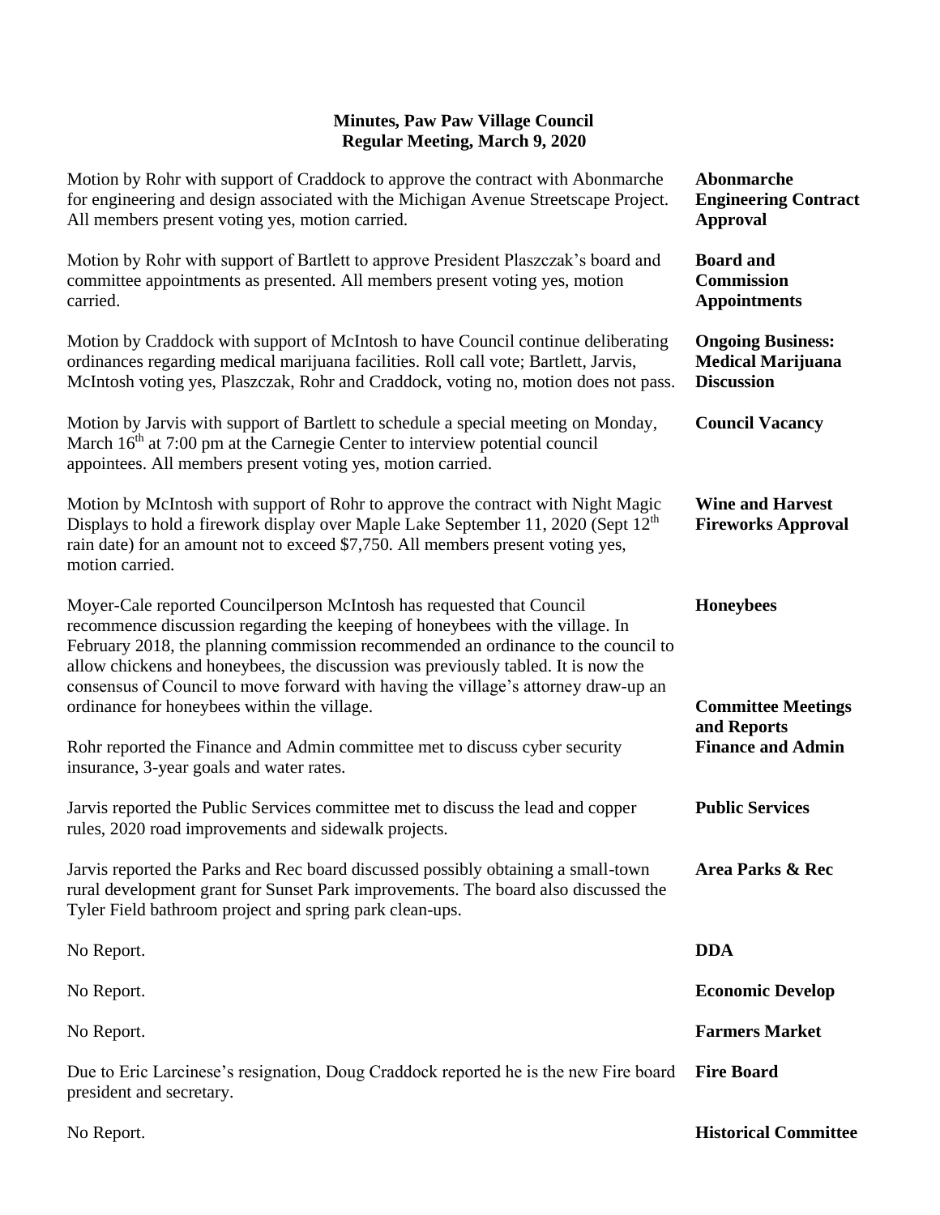**Minutes, Paw Paw Village Council**
**Regular Meeting, March 9, 2020**

**Abonmarche Engineering Contract Approval**

Motion by Rohr with support of Craddock to approve the contract with Abonmarche for engineering and design associated with the Michigan Avenue Streetscape Project. All members present voting yes, motion carried.

**Board and Commission Appointments**

Motion by Rohr with support of Bartlett to approve President Plaszczak's board and committee appointments as presented. All members present voting yes, motion carried.

**Ongoing Business: Medical Marijuana Discussion**

Motion by Craddock with support of McIntosh to have Council continue deliberating ordinances regarding medical marijuana facilities. Roll call vote; Bartlett, Jarvis, McIntosh voting yes, Plaszczak, Rohr and Craddock, voting no, motion does not pass.

**Council Vacancy**

Motion by Jarvis with support of Bartlett to schedule a special meeting on Monday, March 16th at 7:00 pm at the Carnegie Center to interview potential council appointees. All members present voting yes, motion carried.

**Wine and Harvest Fireworks Approval**

Motion by McIntosh with support of Rohr to approve the contract with Night Magic Displays to hold a firework display over Maple Lake September 11, 2020 (Sept 12th rain date) for an amount not to exceed $7,750. All members present voting yes, motion carried.

**Honeybees**

Moyer-Cale reported Councilperson McIntosh has requested that Council recommence discussion regarding the keeping of honeybees with the village. In February 2018, the planning commission recommended an ordinance to the council to allow chickens and honeybees, the discussion was previously tabled. It is now the consensus of Council to move forward with having the village's attorney draw-up an ordinance for honeybees within the village.

**Committee Meetings and Reports**

**Finance and Admin**

Rohr reported the Finance and Admin committee met to discuss cyber security insurance, 3-year goals and water rates.

**Public Services**

Jarvis reported the Public Services committee met to discuss the lead and copper rules, 2020 road improvements and sidewalk projects.

**Area Parks & Rec**

Jarvis reported the Parks and Rec board discussed possibly obtaining a small-town rural development grant for Sunset Park improvements. The board also discussed the Tyler Field bathroom project and spring park clean-ups.

**DDA**

No Report.

**Economic Develop**

No Report.

**Farmers Market**

No Report.

**Fire Board**

Due to Eric Larcinese's resignation, Doug Craddock reported he is the new Fire board president and secretary.

**Historical Committee**

No Report.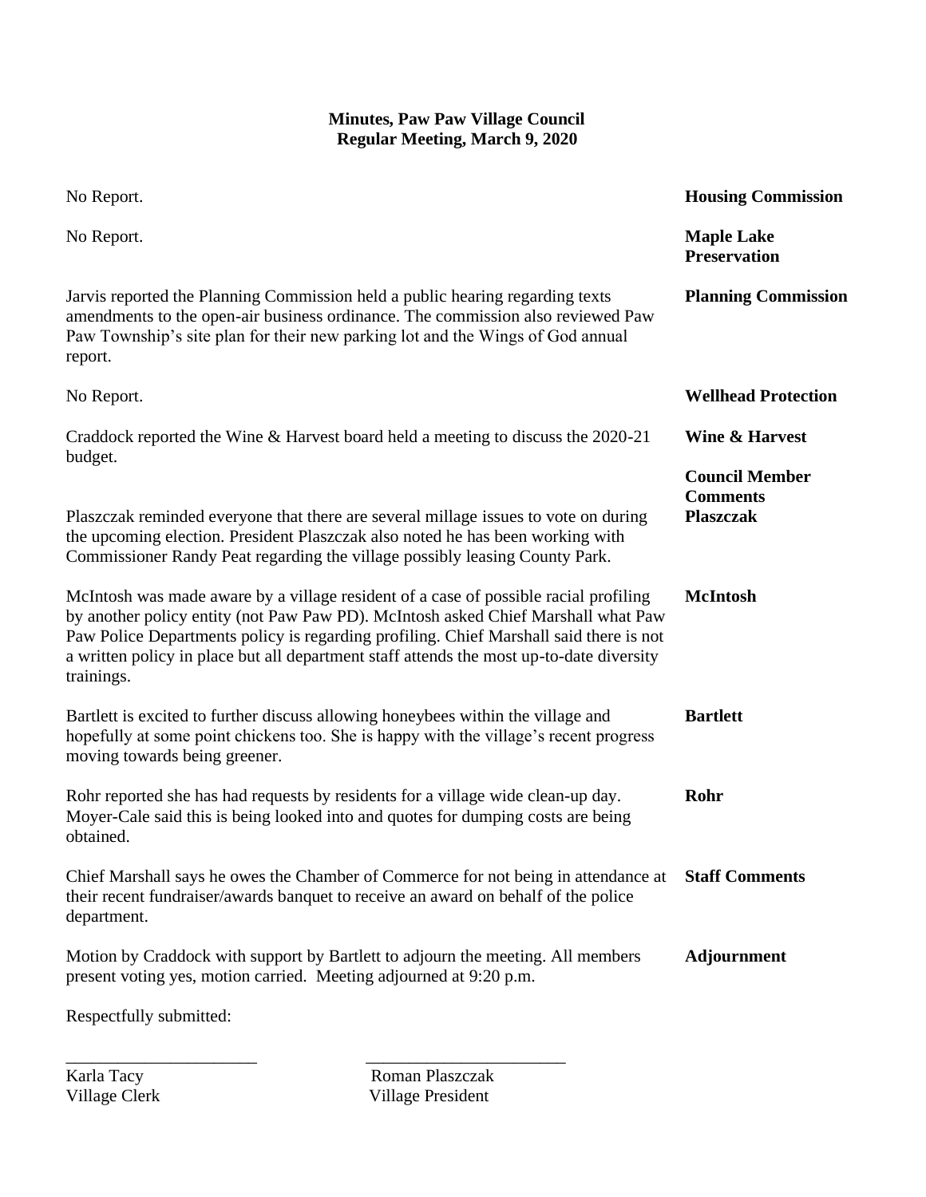**Minutes, Paw Paw Village Council**
**Regular Meeting, March 9, 2020**

**Housing Commission**

No Report.

**Maple Lake Preservation**

No Report.

**Planning Commission**

Jarvis reported the Planning Commission held a public hearing regarding texts amendments to the open-air business ordinance. The commission also reviewed Paw Paw Township's site plan for their new parking lot and the Wings of God annual report.

**Wellhead Protection**

No Report.

**Wine & Harvest**

Craddock reported the Wine & Harvest board held a meeting to discuss the 2020-21 budget.

**Council Member Comments**

**Plaszczak**

Plaszczak reminded everyone that there are several millage issues to vote on during the upcoming election. President Plaszczak also noted he has been working with Commissioner Randy Peat regarding the village possibly leasing County Park.

**McIntosh**

McIntosh was made aware by a village resident of a case of possible racial profiling by another policy entity (not Paw Paw PD). McIntosh asked Chief Marshall what Paw Paw Police Departments policy is regarding profiling. Chief Marshall said there is not a written policy in place but all department staff attends the most up-to-date diversity trainings.

**Bartlett**

Bartlett is excited to further discuss allowing honeybees within the village and hopefully at some point chickens too. She is happy with the village's recent progress moving towards being greener.

**Rohr**

Rohr reported she has had requests by residents for a village wide clean-up day. Moyer-Cale said this is being looked into and quotes for dumping costs are being obtained.

**Staff Comments**

Chief Marshall says he owes the Chamber of Commerce for not being in attendance at their recent fundraiser/awards banquet to receive an award on behalf of the police department.

**Adjournment**

Motion by Craddock with support by Bartlett to adjourn the meeting. All members present voting yes, motion carried. Meeting adjourned at 9:20 p.m.

Respectfully submitted:

______________________ &nbsp;&nbsp;&nbsp;&nbsp;&nbsp;&nbsp;&nbsp;&nbsp; ______________________

Karla Tacy &nbsp;&nbsp;&nbsp;&nbsp;&nbsp;&nbsp;&nbsp;&nbsp; Roman Plaszczak
Village Clerk &nbsp;&nbsp;&nbsp;&nbsp;&nbsp;&nbsp;&nbsp;&nbsp; Village President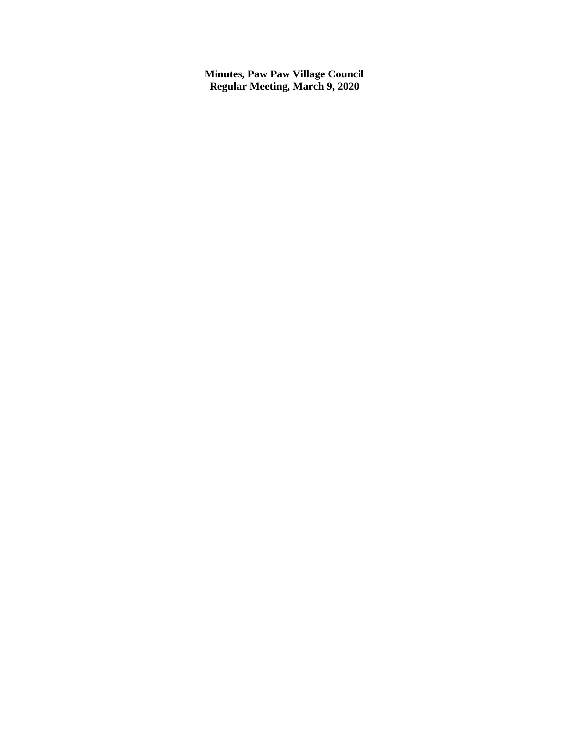**Minutes, Paw Paw Village Council**
**Regular Meeting, March 9, 2020**